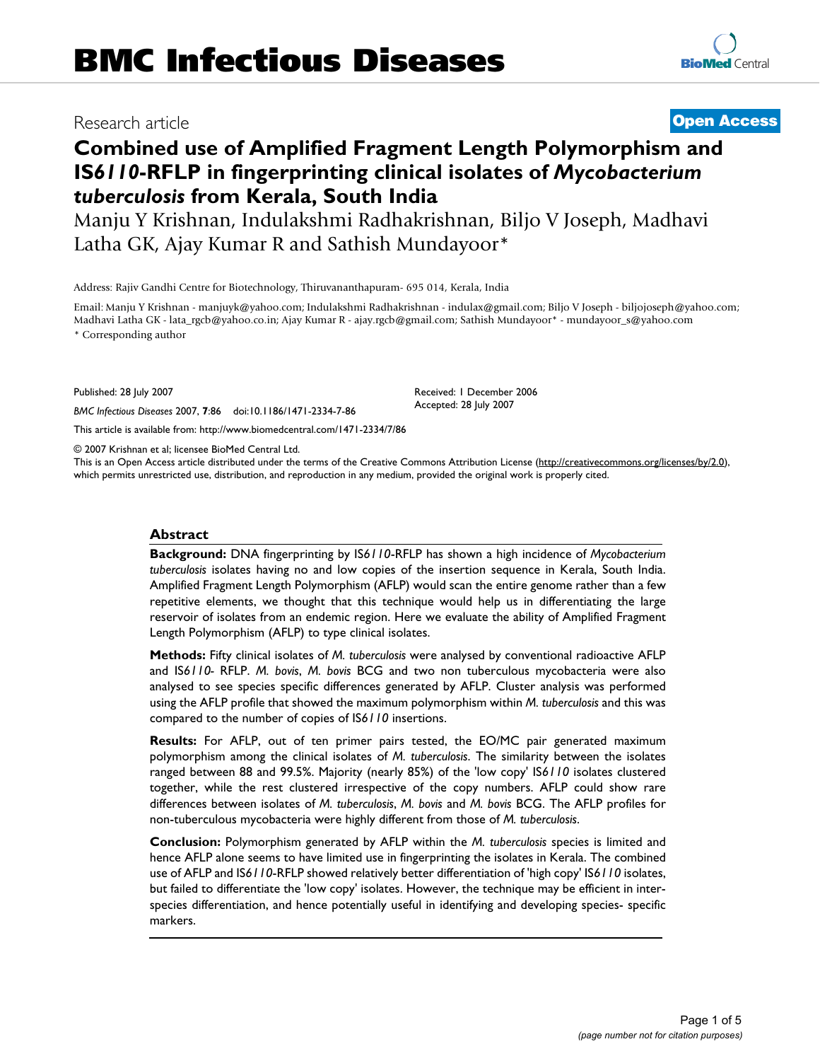Research article **Open Access**

# Combined use of Amplified Fragment Length Polymorphism and IS*6110*-RFLP in fingerprinting clinical isolates of *Mycobacterium tuberculosis* from Kerala, South India

Manju Y Krishnan, Indulakshmi Radhakrishnan, Biljo V Joseph, Madhavi Latha GK, Ajay Kumar R and Sathish Mundayoor*

Address: Rajiv Gandhi Centre for Biotechnology, Thiruvananthapuram- 695 014, Kerala, India

Email: Manju Y Krishnan - manjuyk@yahoo.com; Indulakshmi Radhakrishnan - indulax@gmail.com; Biljo V Joseph - biljojoseph@yahoo.com; Madhavi Latha GK - lata_rgcb@yahoo.co.in; Ajay Kumar R - ajay.rgcb@gmail.com; Sathish Mundayoor* - mundayoor_s@yahoo.com

* Corresponding author

Published: 28 July 2007

*BMC Infectious Diseases* 2007, **7**:86 doi:10.1186/1471-2334-7-86

Received: 1 December 2006
Accepted: 28 July 2007

This article is available from: http://www.biomedcentral.com/1471-2334/7/86

© 2007 Krishnan et al; licensee BioMed Central Ltd.

This is an Open Access article distributed under the terms of the Creative Commons Attribution License (http://creativecommons.org/licenses/by/2.0), which permits unrestricted use, distribution, and reproduction in any medium, provided the original work is properly cited.

## Abstract

**Background:** DNA fingerprinting by IS*6110*-RFLP has shown a high incidence of *Mycobacterium tuberculosis* isolates having no and low copies of the insertion sequence in Kerala, South India. Amplified Fragment Length Polymorphism (AFLP) would scan the entire genome rather than a few repetitive elements, we thought that this technique would help us in differentiating the large reservoir of isolates from an endemic region. Here we evaluate the ability of Amplified Fragment Length Polymorphism (AFLP) to type clinical isolates.

**Methods:** Fifty clinical isolates of *M. tuberculosis* were analysed by conventional radioactive AFLP and IS*6110*- RFLP. *M. bovis*, *M. bovis* BCG and two non tuberculous mycobacteria were also analysed to see species specific differences generated by AFLP. Cluster analysis was performed using the AFLP profile that showed the maximum polymorphism within *M. tuberculosis* and this was compared to the number of copies of IS*6110* insertions.

**Results:** For AFLP, out of ten primer pairs tested, the EO/MC pair generated maximum polymorphism among the clinical isolates of *M. tuberculosis*. The similarity between the isolates ranged between 88 and 99.5%. Majority (nearly 85%) of the 'low copy' IS*6110* isolates clustered together, while the rest clustered irrespective of the copy numbers. AFLP could show rare differences between isolates of *M. tuberculosis*, *M. bovis* and *M. bovis* BCG. The AFLP profiles for non-tuberculous mycobacteria were highly different from those of *M. tuberculosis*.

**Conclusion:** Polymorphism generated by AFLP within the *M. tuberculosis* species is limited and hence AFLP alone seems to have limited use in fingerprinting the isolates in Kerala. The combined use of AFLP and IS*6110*-RFLP showed relatively better differentiation of 'high copy' IS*6110* isolates, but failed to differentiate the 'low copy' isolates. However, the technique may be efficient in inter-species differentiation, and hence potentially useful in identifying and developing species- specific markers.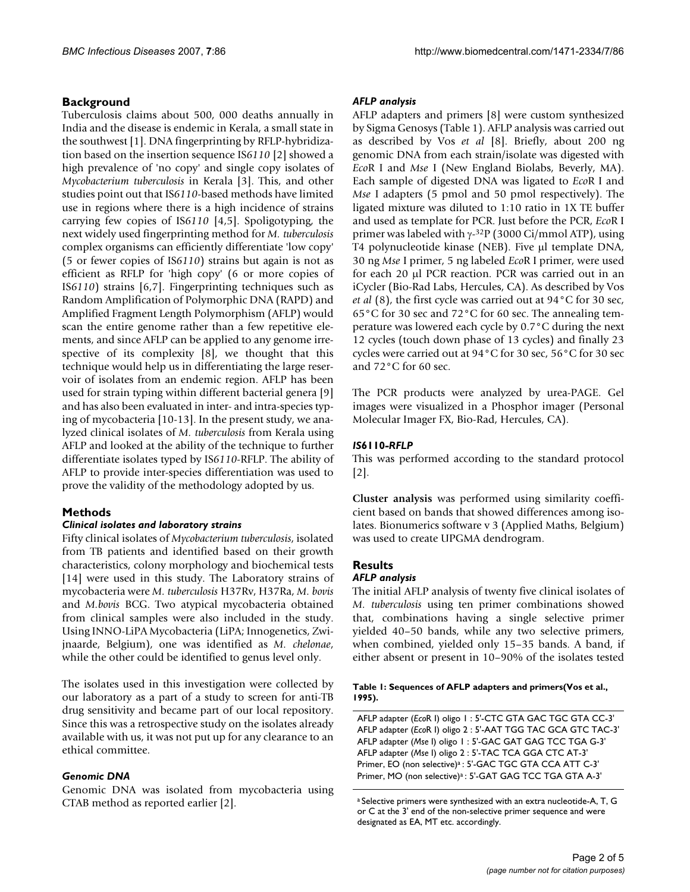## Background

Tuberculosis claims about 500, 000 deaths annually in India and the disease is endemic in Kerala, a small state in the southwest [1]. DNA fingerprinting by RFLP-hybridization based on the insertion sequence IS*6110* [2] showed a high prevalence of 'no copy' and single copy isolates of *Mycobacterium tuberculosis* in Kerala [3]. This, and other studies point out that IS*6110*-based methods have limited use in regions where there is a high incidence of strains carrying few copies of IS*6110* [4,5]. Spoligotyping, the next widely used fingerprinting method for *M. tuberculosis* complex organisms can efficiently differentiate 'low copy' (5 or fewer copies of IS*6110*) strains but again is not as efficient as RFLP for 'high copy' (6 or more copies of IS*6110*) strains [6,7]. Fingerprinting techniques such as Random Amplification of Polymorphic DNA (RAPD) and Amplified Fragment Length Polymorphism (AFLP) would scan the entire genome rather than a few repetitive elements, and since AFLP can be applied to any genome irrespective of its complexity [8], we thought that this technique would help us in differentiating the large reservoir of isolates from an endemic region. AFLP has been used for strain typing within different bacterial genera [9] and has also been evaluated in inter- and intra-species typing of mycobacteria [10-13]. In the present study, we analyzed clinical isolates of *M. tuberculosis* from Kerala using AFLP and looked at the ability of the technique to further differentiate isolates typed by IS*6110*-RFLP. The ability of AFLP to provide inter-species differentiation was used to prove the validity of the methodology adopted by us.

## Methods

### *Clinical isolates and laboratory strains*

Fifty clinical isolates of *Mycobacterium tuberculosis*, isolated from TB patients and identified based on their growth characteristics, colony morphology and biochemical tests [14] were used in this study. The Laboratory strains of mycobacteria were *M. tuberculosis* H37Rv, H37Ra, *M. bovis* and *M.bovis* BCG. Two atypical mycobacteria obtained from clinical samples were also included in the study. Using INNO-LiPA Mycobacteria (LiPA; Innogenetics, Zwijnaarde, Belgium), one was identified as *M. chelonae*, while the other could be identified to genus level only.

The isolates used in this investigation were collected by our laboratory as a part of a study to screen for anti-TB drug sensitivity and became part of our local repository. Since this was a retrospective study on the isolates already available with us, it was not put up for any clearance to an ethical committee.

### *Genomic DNA*

Genomic DNA was isolated from mycobacteria using CTAB method as reported earlier [2].

### *AFLP analysis*

AFLP adapters and primers [8] were custom synthesized by Sigma Genosys (Table 1). AFLP analysis was carried out as described by Vos *et al* [8]. Briefly, about 200 ng genomic DNA from each strain/isolate was digested with *Eco*R I and *Mse* I (New England Biolabs, Beverly, MA). Each sample of digested DNA was ligated to *Eco*R I and *Mse* I adapters (5 pmol and 50 pmol respectively). The ligated mixture was diluted to 1:10 ratio in 1X TE buffer and used as template for PCR. Just before the PCR, *Eco*R I primer was labeled with $\gamma$-$^{32}$P (3000 Ci/mmol ATP), using T4 polynucleotide kinase (NEB). Five μl template DNA, 30 ng *Mse* I primer, 5 ng labeled *Eco*R I primer, were used for each 20 μl PCR reaction. PCR was carried out in an iCycler (Bio-Rad Labs, Hercules, CA). As described by Vos *et al* (8), the first cycle was carried out at 94°C for 30 sec, 65°C for 30 sec and 72°C for 60 sec. The annealing temperature was lowered each cycle by 0.7°C during the next 12 cycles (touch down phase of 13 cycles) and finally 23 cycles were carried out at 94°C for 30 sec, 56°C for 30 sec and 72°C for 60 sec.

The PCR products were analyzed by urea-PAGE. Gel images were visualized in a Phosphor imager (Personal Molecular Imager FX, Bio-Rad, Hercules, CA).

### *IS6110-RFLP*

This was performed according to the standard protocol [2].

**Cluster analysis** was performed using similarity coefficient based on bands that showed differences among isolates. Bionumerics software v 3 (Applied Maths, Belgium) was used to create UPGMA dendrogram.

## Results

### *AFLP analysis*

The initial AFLP analysis of twenty five clinical isolates of *M. tuberculosis* using ten primer combinations showed that, combinations having a single selective primer yielded 40–50 bands, while any two selective primers, when combined, yielded only 15–35 bands. A band, if either absent or present in 10–90% of the isolates tested

**Table 1: Sequences of AFLP adapters and primers(Vos et al., 1995).**

| |
|---|
| AFLP adapter (*Eco*R I) oligo 1 : 5'-CTC GTA GAC TGC GTA CC-3' |
| AFLP adapter (*Eco*R I) oligo 2 : 5'-AAT TGG TAC GCA GTC TAC-3' |
| AFLP adapter (*Mse* I) oligo 1 : 5'-GAC GAT GAG TCC TGA G-3' |
| AFLP adapter (*Mse* I) oligo 2 : 5'-TAC TCA GGA CTC AT-3' |
| Primer, EO (non selective)[a] : 5'-GAC TGC GTA CCA ATT C-3' |
| Primer, MO (non selective)[a] : 5'-GAT GAG TCC TGA GTA A-3' |

[a] Selective primers were synthesized with an extra nucleotide-A, T, G or C at the 3' end of the non-selective primer sequence and were designated as EA, MT etc. accordingly.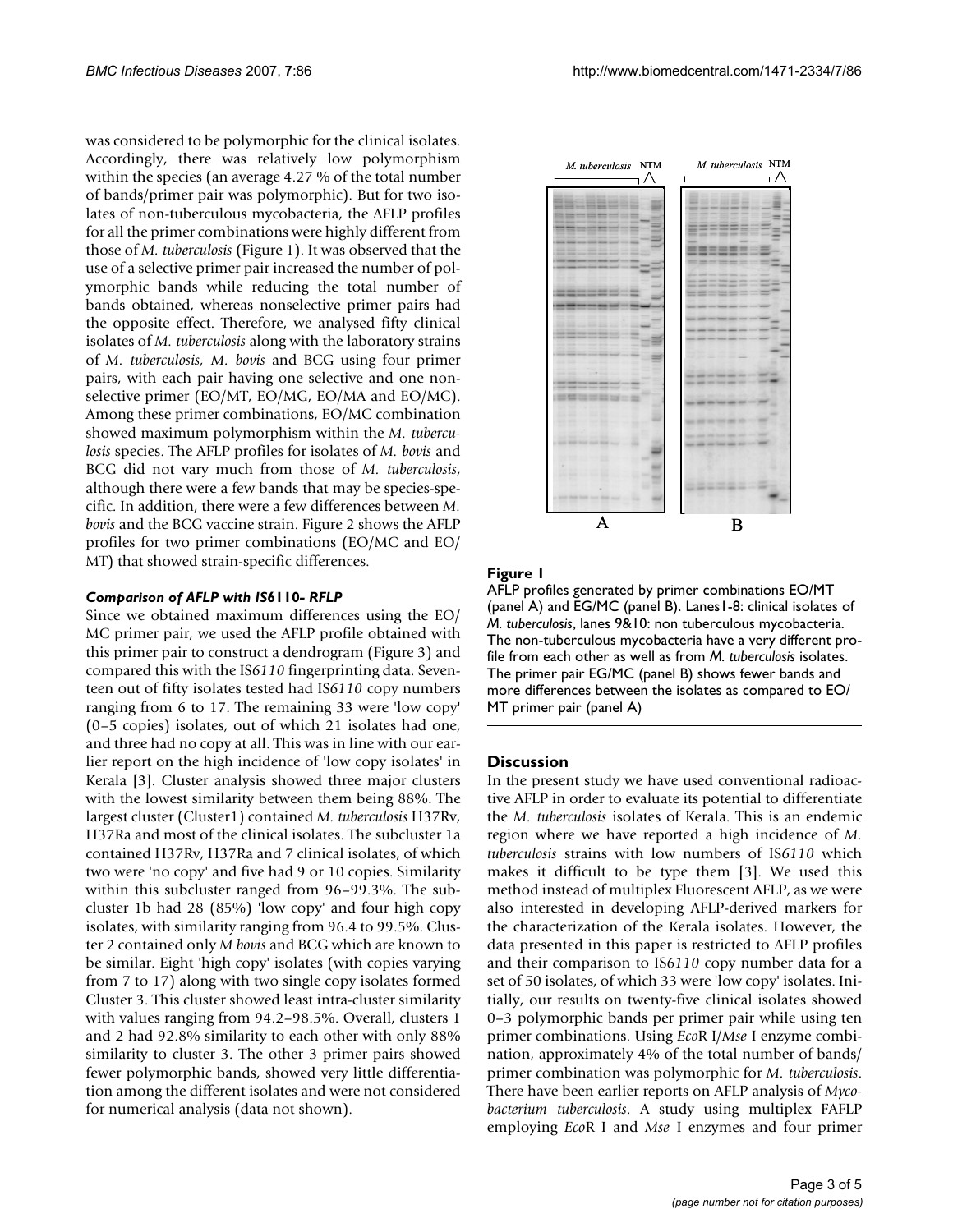was considered to be polymorphic for the clinical isolates. Accordingly, there was relatively low polymorphism within the species (an average 4.27 % of the total number of bands/primer pair was polymorphic). But for two isolates of non-tuberculous mycobacteria, the AFLP profiles for all the primer combinations were highly different from those of *M. tuberculosis* (Figure 1). It was observed that the use of a selective primer pair increased the number of polymorphic bands while reducing the total number of bands obtained, whereas nonselective primer pairs had the opposite effect. Therefore, we analysed fifty clinical isolates of *M. tuberculosis* along with the laboratory strains of *M. tuberculosis*, *M. bovis* and BCG using four primer pairs, with each pair having one selective and one nonselective primer (EO/MT, EO/MG, EO/MA and EO/MC). Among these primer combinations, EO/MC combination showed maximum polymorphism within the *M. tuberculosis* species. The AFLP profiles for isolates of *M. bovis* and BCG did not vary much from those of *M. tuberculosis*, although there were a few bands that may be species-specific. In addition, there were a few differences between *M. bovis* and the BCG vaccine strain. Figure 2 shows the AFLP profiles for two primer combinations (EO/MC and EO/MT) that showed strain-specific differences.

### *Comparison of AFLP with IS6110- RFLP*

Since we obtained maximum differences using the EO/MC primer pair, we used the AFLP profile obtained with this primer pair to construct a dendrogram (Figure 3) and compared this with the IS*6110* fingerprinting data. Seventeen out of fifty isolates tested had IS*6110* copy numbers ranging from 6 to 17. The remaining 33 were 'low copy' (0–5 copies) isolates, out of which 21 isolates had one, and three had no copy at all. This was in line with our earlier report on the high incidence of 'low copy isolates' in Kerala [3]. Cluster analysis showed three major clusters with the lowest similarity between them being 88%. The largest cluster (Cluster1) contained *M. tuberculosis* H37Rv, H37Ra and most of the clinical isolates. The subcluster 1a contained H37Rv, H37Ra and 7 clinical isolates, of which two were 'no copy' and five had 9 or 10 copies. Similarity within this subcluster ranged from 96–99.3%. The subcluster 1b had 28 (85%) 'low copy' and four high copy isolates, with similarity ranging from 96.4 to 99.5%. Cluster 2 contained only *M bovis* and BCG which are known to be similar. Eight 'high copy' isolates (with copies varying from 7 to 17) along with two single copy isolates formed Cluster 3. This cluster showed least intra-cluster similarity with values ranging from 94.2–98.5%. Overall, clusters 1 and 2 had 92.8% similarity to each other with only 88% similarity to cluster 3. The other 3 primer pairs showed fewer polymorphic bands, showed very little differentiation among the different isolates and were not considered for numerical analysis (data not shown).

**Figure 1**

AFLP profiles generated by primer combinations EO/MT (panel A) and EG/MC (panel B). Lanes1-8: clinical isolates of *M. tuberculosis*, lanes 9&10: non tuberculous mycobacteria. The non-tuberculous mycobacteria have a very different profile from each other as well as from *M. tuberculosis* isolates. The primer pair EG/MC (panel B) shows fewer bands and more differences between the isolates as compared to EO/MT primer pair (panel A)

## Discussion

In the present study we have used conventional radioactive AFLP in order to evaluate its potential to differentiate the *M. tuberculosis* isolates of Kerala. This is an endemic region where we have reported a high incidence of *M. tuberculosis* strains with low numbers of IS*6110* which makes it difficult to be type them [3]. We used this method instead of multiplex Fluorescent AFLP, as we were also interested in developing AFLP-derived markers for the characterization of the Kerala isolates. However, the data presented in this paper is restricted to AFLP profiles and their comparison to IS*6110* copy number data for a set of 50 isolates, of which 33 were 'low copy' isolates. Initially, our results on twenty-five clinical isolates showed 0–3 polymorphic bands per primer pair while using ten primer combinations. Using *Eco*R I/*Mse* I enzyme combination, approximately 4% of the total number of bands/primer combination was polymorphic for *M. tuberculosis*. There have been earlier reports on AFLP analysis of *Mycobacterium tuberculosis*. A study using multiplex FAFLP employing *Eco*R I and *Mse* I enzymes and four primer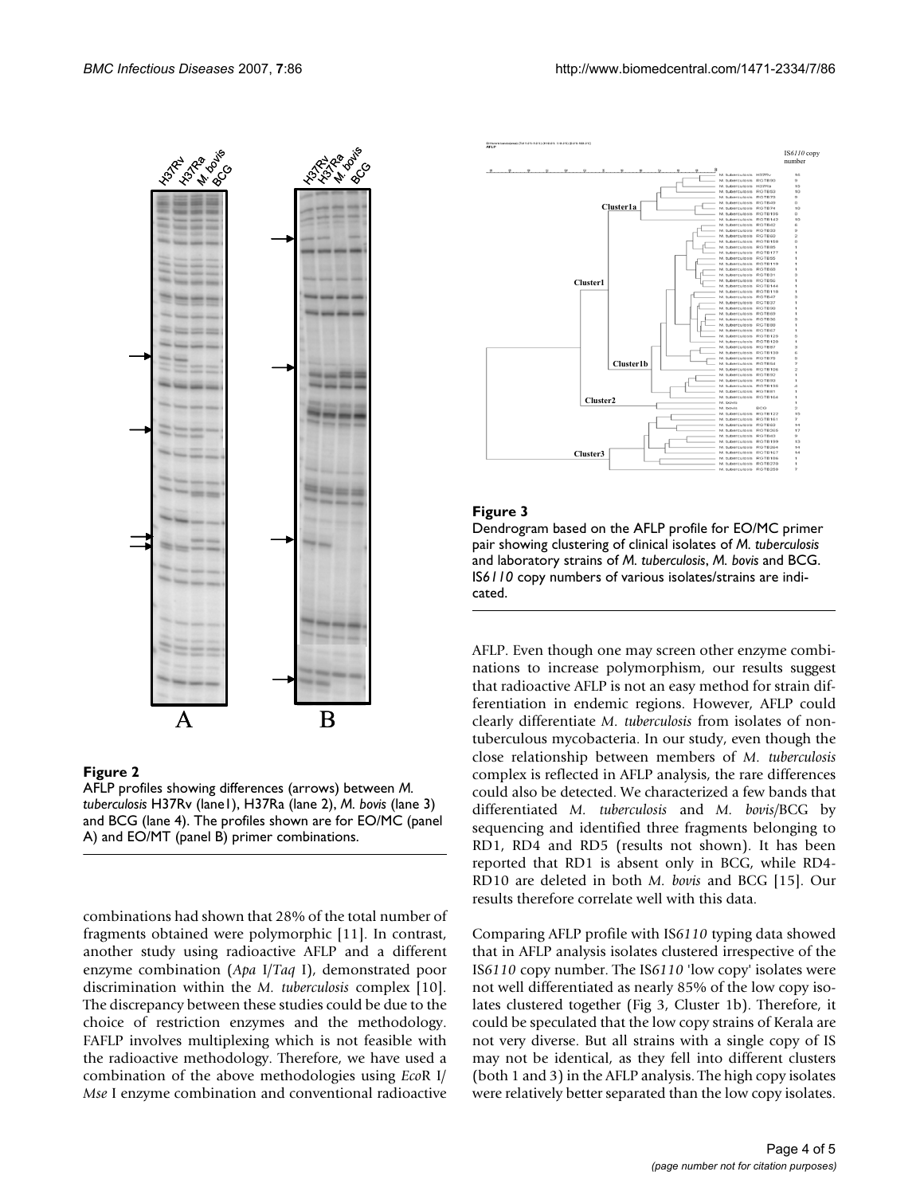**Figure 2**

AFLP profiles showing differences (arrows) between *M. tuberculosis* H37Rv (lane1), H37Ra (lane 2), *M. bovis* (lane 3) and BCG (lane 4). The profiles shown are for EO/MC (panel A) and EO/MT (panel B) primer combinations.

**Figure 3**

Dendrogram based on the AFLP profile for EO/MC primer pair showing clustering of clinical isolates of *M. tuberculosis* and laboratory strains of *M. tuberculosis*, *M. bovis* and BCG. IS*6110* copy numbers of various isolates/strains are indicated.

combinations had shown that 28% of the total number of fragments obtained were polymorphic [11]. In contrast, another study using radioactive AFLP and a different enzyme combination (*Apa* I/*Taq* I), demonstrated poor discrimination within the *M. tuberculosis* complex [10]. The discrepancy between these studies could be due to the choice of restriction enzymes and the methodology. FAFLP involves multiplexing which is not feasible with the radioactive methodology. Therefore, we have used a combination of the above methodologies using *Eco*R I/ *Mse* I enzyme combination and conventional radioactive AFLP. Even though one may screen other enzyme combinations to increase polymorphism, our results suggest that radioactive AFLP is not an easy method for strain differentiation in endemic regions. However, AFLP could clearly differentiate *M. tuberculosis* from isolates of nontuberculous mycobacteria. In our study, even though the close relationship between members of *M. tuberculosis* complex is reflected in AFLP analysis, the rare differences could also be detected. We characterized a few bands that differentiated *M. tuberculosis* and *M. bovis*/BCG by sequencing and identified three fragments belonging to RD1, RD4 and RD5 (results not shown). It has been reported that RD1 is absent only in BCG, while RD4-RD10 are deleted in both *M. bovis* and BCG [15]. Our results therefore correlate well with this data.

Comparing AFLP profile with IS*6110* typing data showed that in AFLP analysis isolates clustered irrespective of the IS*6110* copy number. The IS*6110* 'low copy' isolates were not well differentiated as nearly 85% of the low copy isolates clustered together (Fig 3, Cluster 1b). Therefore, it could be speculated that the low copy strains of Kerala are not very diverse. But all strains with a single copy of IS may not be identical, as they fell into different clusters (both 1 and 3) in the AFLP analysis. The high copy isolates were relatively better separated than the low copy isolates.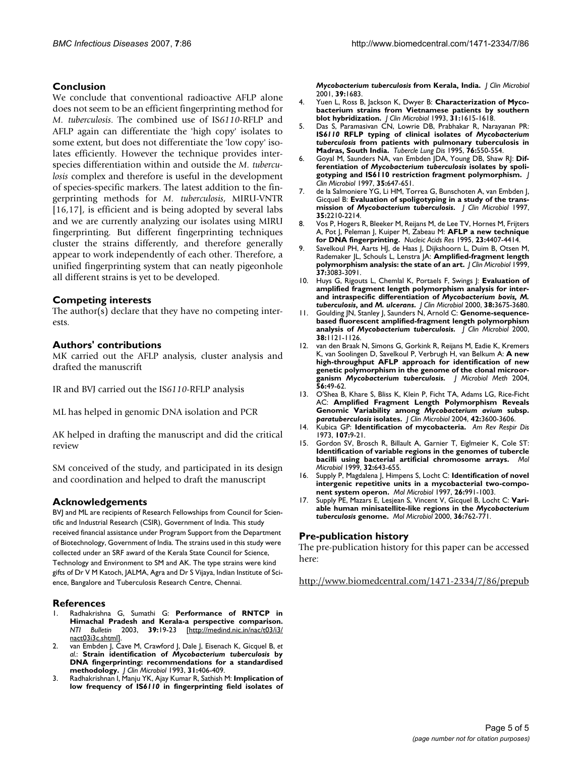## Conclusion

We conclude that conventional radioactive AFLP alone does not seem to be an efficient fingerprinting method for *M. tuberculosis*. The combined use of IS*6110*-RFLP and AFLP again can differentiate the 'high copy' isolates to some extent, but does not differentiate the 'low copy' isolates efficiently. However the technique provides interspecies differentiation within and outside the *M. tuberculosis* complex and therefore is useful in the development of species-specific markers. The latest addition to the fingerprinting methods for *M. tuberculosis*, MIRU-VNTR [16,17], is efficient and is being adopted by several labs and we are currently analyzing our isolates using MIRU fingerprinting. But different fingerprinting techniques cluster the strains differently, and therefore generally appear to work independently of each other. Therefore, a unified fingerprinting system that can neatly pigeonhole all different strains is yet to be developed.

## Competing interests

The author(s) declare that they have no competing interests.

## Authors' contributions

MK carried out the AFLP analysis, cluster analysis and drafted the manuscrift

IR and BVJ carried out the IS*6110*-RFLP analysis

ML has helped in genomic DNA isolation and PCR

AK helped in drafting the manuscript and did the critical review

SM conceived of the study, and participated in its design and coordination and helped to draft the manuscript

## Acknowledgements

BVJ and ML are recipients of Research Fellowships from Council for Scientific and Industrial Research (CSIR), Government of India. This study received financial assistance under Program Support from the Department of Biotechnology, Government of India. The strains used in this study were collected under an SRF award of the Kerala State Council for Science, Technology and Environment to SM and AK. The type strains were kind gifts of Dr V M Katoch, JALMA, Agra and Dr S Vijaya, Indian Institute of Science, Bangalore and Tuberculosis Research Centre, Chennai.

## References

1. Radhakrishna G, Sumathi G: **Performance of RNTCP in Himachal Pradesh and Kerala-a perspective comparison.** *NTI Bulletin* 2003, **39:**19-23 [http://medind.nic.in/nac/t03/i3/nact03i3c.shtml].
2. van Embden J, Cave M, Crawford J, Dale J, Eisenach K, Gicquel B, *et al.*: **Strain identification of *Mycobacterium tuberculosis* by DNA fingerprinting: recommendations for a standardised methodology.** *J Clin Microbiol* 1993, **31:**406-409.
3. Radhakrishnan I, Manju YK, Ajay Kumar R, Sathish M: **Implication of low frequency of IS*6110* in fingerprinting field isolates of *Mycobacterium tuberculosis* from Kerala, India.** *J Clin Microbiol* 2001, **39:**1683.
4. Yuen L, Ross B, Jackson K, Dwyer B: **Characterization of Mycobacterium strains from Vietnamese patients by southern blot hybridization.** *J Clin Microbiol* 1993, **31:**1615-1618.
5. Das S, Paramasivan CN, Lowrie DB, Prabhakar R, Narayanan PR: **IS*6110* RFLP typing of clinical isolates of *Mycobacterium tuberculosis* from patients with pulmonary tuberculosis in Madras, South India.** *Tubercle Lung Dis* 1995, **76:**550-554.
6. Goyal M, Saunders NA, van Embden JDA, Young DB, Shaw RJ: **Differentiation of *Mycobacterium tuberculosis* isolates by spoligotyping and IS6110 restriction fragment polymorphism.** *J Clin Microbiol* 1997, **35:**647-651.
7. de la Salmoniere YG, Li HM, Torrea G, Bunschoten A, van Embden J, Gicquel B: **Evaluation of spoligotyping in a study of the transmission of *Mycobacterium tuberculosis*.** *J Clin Microbiol* 1997, **35:**2210-2214.
8. Vos P, Hogers R, Bleeker M, Reijans M, de Lee TV, Hornes M, Frijters A, Pot J, Peleman J, Kuiper M, Zabeau M: **AFLP a new technique for DNA fingerprinting.** *Nucleic Acids Res* 1995, **23:**4407-4414.
9. Savelkoul PH, Aarts HJ, de Haas J, Dijkshoorn L, Duim B, Otsen M, Rademaker JL, Schouls L, Lenstra JA: **Amplified-fragment length polymorphism analysis: the state of an art.** *J Clin Microbiol* 1999, **37:**3083-3091.
10. Huys G, Rigouts L, Chemlal K, Portaels F, Swings J: **Evaluation of amplified fragment length polymorphism analysis for inter- and intraspecific differentiation of *Mycobacterium bovis, M. tuberculosis*, and *M. ulcerans*.** *J Clin Microbiol* 2000, **38:**3675-3680.
11. Goulding JN, Stanley J, Saunders N, Arnold C: **Genome-sequence-based fluorescent amplified-fragment length polymorphism analysis of *Mycobacterium tuberculosis*.** *J Clin Microbiol* 2000, **38:**1121-1126.
12. van den Braak N, Simons G, Gorkink R, Reijans M, Eadie K, Kremers K, van Soolingen D, Savelkoul P, Verbrugh H, van Belkum A: **A new high-throughput AFLP approach for identification of new genetic polymorphism in the genome of the clonal microorganism *Mycobacterium tuberculosis*.** *J Microbiol Meth* 2004, **56:**49-62.
13. O'Shea B, Khare S, Bliss K, Klein P, Ficht TA, Adams LG, Rice-Ficht AC: **Amplified Fragment Length Polymorphism Reveals Genomic Variability among *Mycobacterium avium* subsp. *paratuberculosis* isolates.** *J Clin Microbiol* 2004, **42:**3600-3606.
14. Kubica GP: **Identification of mycobacteria.** *Am Rev Respir Dis* 1973, **107:**9-21.
15. Gordon SV, Brosch R, Billault A, Garnier T, Eiglmeier K, Cole ST: **Identification of variable regions in the genomes of tubercle bacilli using bacterial artificial chromosome arrays.** *Mol Microbiol* 1999, **32:**643-655.
16. Supply P, Magdalena J, Himpens S, Locht C: **Identification of novel intergenic repetitive units in a mycobacterial two-component system operon.** *Mol Microbiol* 1997, **26:**991-1003.
17. Supply PE, Mazars E, Lesjean S, Vincent V, Gicquel B, Locht C: **Variable human minisatellite-like regions in the *Mycobacterium tuberculosis* genome.** *Mol Microbiol* 2000, **36:**762-771.

## Pre-publication history

The pre-publication history for this paper can be accessed here:

http://www.biomedcentral.com/1471-2334/7/86/prepub